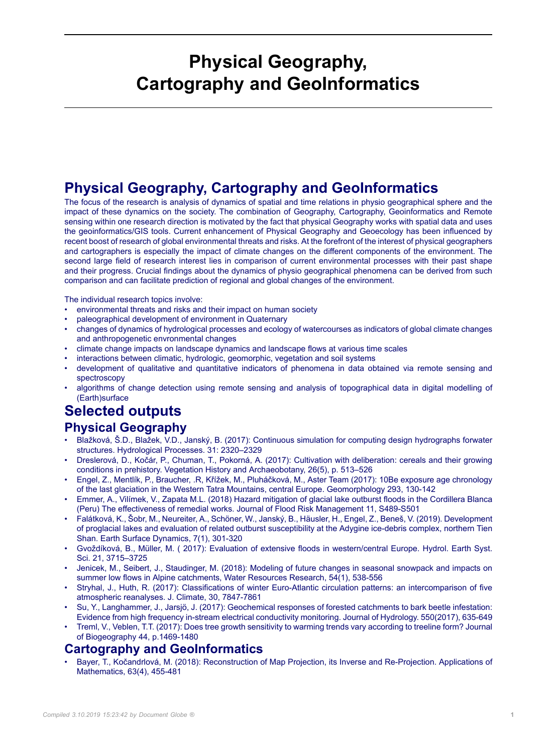# Physical Geography, Cartography and GeoInformatics

## Physical Geography, Cartography and GeoInformatics

The focus of the research is analysis of dynamics of spatial and time relations in physio geographical sphere and the impact of these dynamics on the society. The combination of Geography, Cartography, Geoinformatics and Remote sensing within one research direction is motivated by the fact that physical Geography works with spatial data and uses the geoinformatics/GIS tools. Current enhancement of Physical Geography and Geoecology has been influenced by recent boost of research of global environmental threats and risks. At the forefront of the interest of physical geographers and cartographers is especially the impact of climate changes on the different components of the environment. The second large field of research interest lies in comparison of current environmental processes with their past shape and their progress. Crucial findings about the dynamics of physio geographical phenomena can be derived from such comparison and can facilitate prediction of regional and global changes of the environment.

The individual research topics involve:

- environmental threats and risks and their impact on human society
- paleographical development of environment in Quaternary
- changes of dynamics of hydrological processes and ecology of watercourses as indicators of global climate changes and anthropogenetic envronmental changes
- climate change impacts on landscape dynamics and landscape flows at various time scales
- interactions between climatic, hydrologic, geomorphic, vegetation and soil systems
- development of qualitative and quantitative indicators of phenomena in data obtained via remote sensing and spectroscopy
- algorithms of change detection using remote sensing and analysis of topographical data in digital modelling of (Earth)surface

## Selected outputs

### Physical Geography

- Blažková, Š.D., Blažek, V.D., Janský, B. (2017): Continuous simulation for computing design hydrographs forwater structures. Hydrological Processes. 31: 2320–2329
- Dreslerová, D., Kočár, P., Chuman, T., Pokorná, A. (2017): Cultivation with deliberation: cereals and their growing conditions in prehistory. Vegetation History and Archaeobotany, 26(5), p. 513–526
- Engel, Z., Mentlík, P., Braucher, .R, Křížek, M., Pluháčková, M., Aster Team (2017): 10Be exposure age chronology of the last glaciation in the Western Tatra Mountains, central Europe. Geomorphology 293, 130-142
- Emmer, A., Vilímek, V., Zapata M.L. (2018) Hazard mitigation of glacial lake outburst floods in the Cordillera Blanca (Peru) The effectiveness of remedial works. Journal of Flood Risk Management 11, S489-S501
- Falátková, K., Šobr, M., Neureiter, A., Schöner, W., Janský, B., Häusler, H., Engel, Z., Beneš, V. (2019). Development of proglacial lakes and evaluation of related outburst susceptibility at the Adygine ice-debris complex, northern Tien Shan. Earth Surface Dynamics, 7(1), 301-320
- Gvoždíková, B., Müller, M. ( 2017): Evaluation of extensive floods in western/central Europe. Hydrol. Earth Syst. Sci. 21, 3715–3725
- Jenicek, M., Seibert, J., Staudinger, M. (2018): Modeling of future changes in seasonal snowpack and impacts on summer low flows in Alpine catchments, Water Resources Research, 54(1), 538-556
- Stryhal, J., Huth, R. (2017): Classifications of winter Euro-Atlantic circulation patterns: an intercomparison of five atmospheric reanalyses. J. Climate, 30, 7847-7861
- Su, Y., Langhammer, J., Jarsjö, J. (2017): Geochemical responses of forested catchments to bark beetle infestation: Evidence from high frequency in-stream electrical conductivity monitoring. Journal of Hydrology. 550(2017), 635-649
- Treml, V., Veblen, T.T. (2017): Does tree growth sensitivity to warming trends vary according to treeline form? Journal of Biogeography 44, p.1469-1480

### Cartography and GeoInformatics

- Bayer, T., Kočandrlová, M. (2018): Reconstruction of Map Projection, its Inverse and Re-Projection. Applications of Mathematics, 63(4), 455-481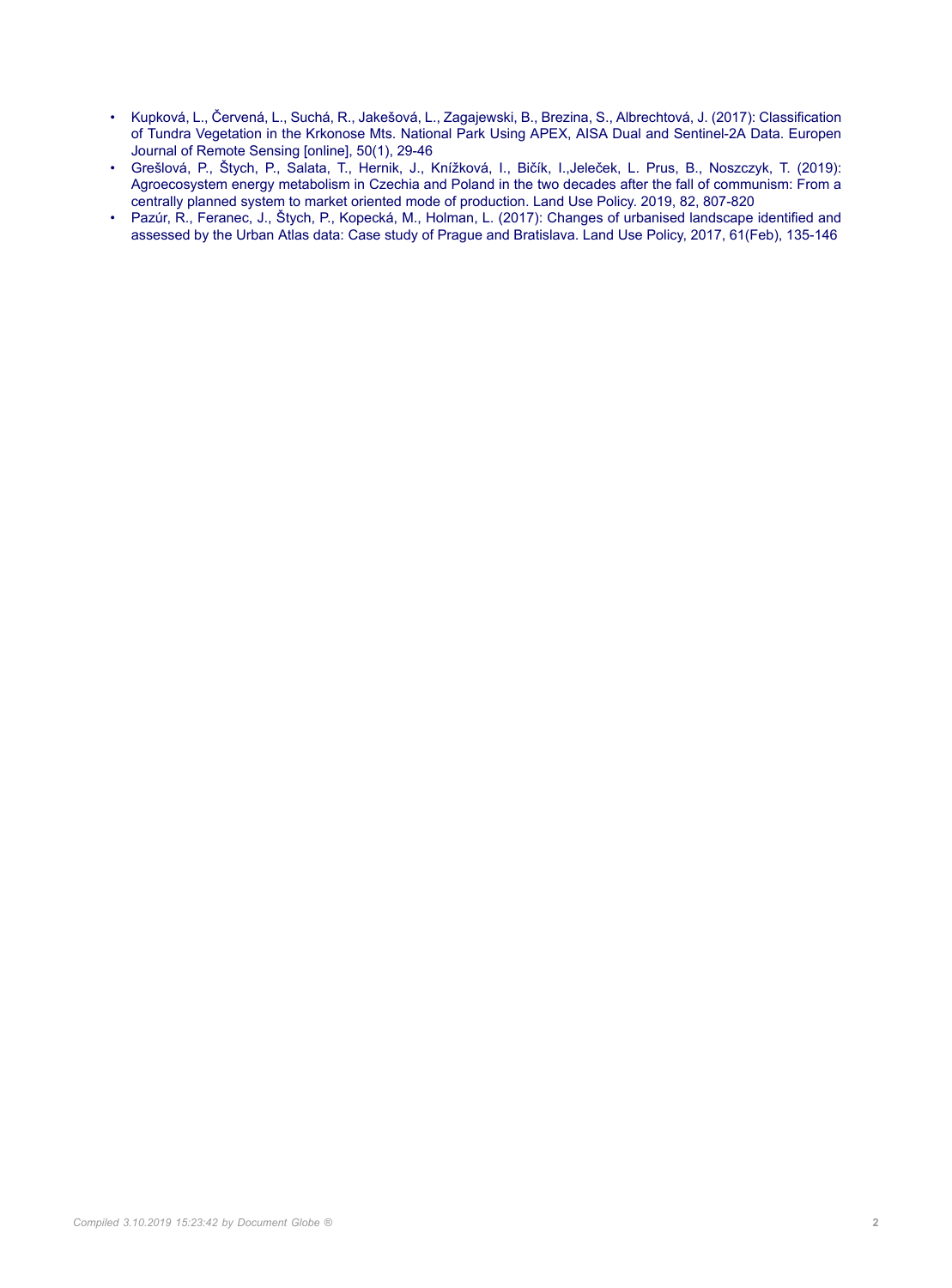- Kupková, L., Červená, L., Suchá, R., Jakešová, L., Zagajewski, B., Brezina, S., Albrechtová, J. (2017): Classification of Tundra Vegetation in the Krkonose Mts. National Park Using APEX, AISA Dual and Sentinel-2A Data. Europen Journal of Remote Sensing [online], 50(1), 29-46
- Grešlová, P., Štych, P., Salata, T., Hernik, J., Knížková, I., Bičík, I.,Jeleček, L. Prus, B., Noszczyk, T. (2019): Agroecosystem energy metabolism in Czechia and Poland in the two decades after the fall of communism: From a centrally planned system to market oriented mode of production. Land Use Policy. 2019, 82, 807-820
- Pazúr, R., Feranec, J., Štych, P., Kopecká, M., Holman, L. (2017): Changes of urbanised landscape identified and assessed by the Urban Atlas data: Case study of Prague and Bratislava. Land Use Policy, 2017, 61(Feb), 135-146